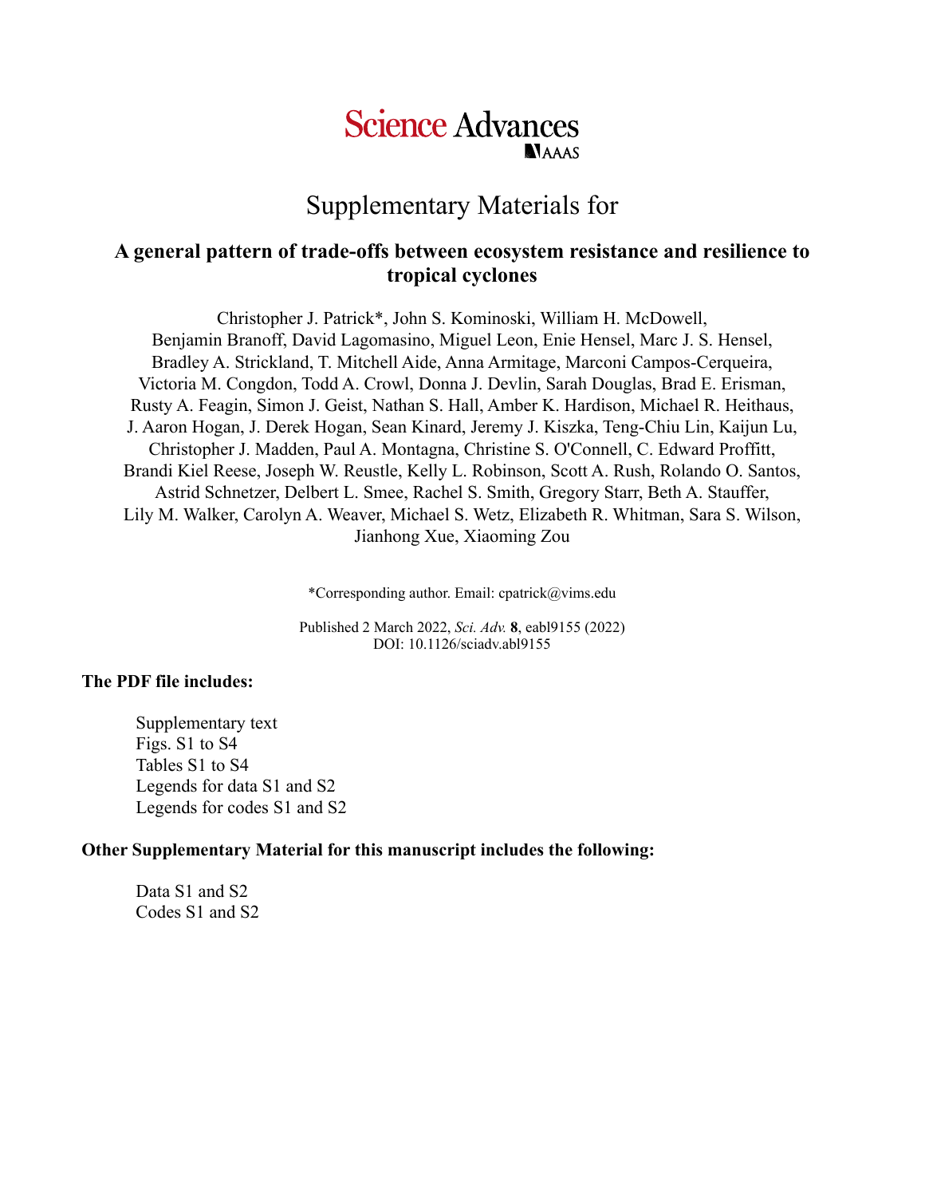Science Advances

AAAS

# Supplementary Materials for

## A general pattern of trade-offs between ecosystem resistance and resilience to tropical cyclones

Christopher J. Patrick*, John S. Kominoski, William H. McDowell, Benjamin Branoff, David Lagomasino, Miguel Leon, Enie Hensel, Marc J. S. Hensel, Bradley A. Strickland, T. Mitchell Aide, Anna Armitage, Marconi Campos-Cerqueira, Victoria M. Congdon, Todd A. Crowl, Donna J. Devlin, Sarah Douglas, Brad E. Erisman, Rusty A. Feagin, Simon J. Geist, Nathan S. Hall, Amber K. Hardison, Michael R. Heithaus, J. Aaron Hogan, J. Derek Hogan, Sean Kinard, Jeremy J. Kiszka, Teng-Chiu Lin, Kaijun Lu, Christopher J. Madden, Paul A. Montagna, Christine S. O'Connell, C. Edward Proffitt, Brandi Kiel Reese, Joseph W. Reustle, Kelly L. Robinson, Scott A. Rush, Rolando O. Santos, Astrid Schnetzer, Delbert L. Smee, Rachel S. Smith, Gregory Starr, Beth A. Stauffer, Lily M. Walker, Carolyn A. Weaver, Michael S. Wetz, Elizabeth R. Whitman, Sara S. Wilson, Jianhong Xue, Xiaoming Zou

*Corresponding author. Email: cpatrick@vims.edu

Published 2 March 2022, *Sci. Adv.* **8**, eabl9155 (2022)
DOI: 10.1126/sciadv.abl9155

**The PDF file includes:**

- Supplementary text
- Figs. S1 to S4
- Tables S1 to S4
- Legends for data S1 and S2
- Legends for codes S1 and S2

**Other Supplementary Material for this manuscript includes the following:**

- Data S1 and S2
- Codes S1 and S2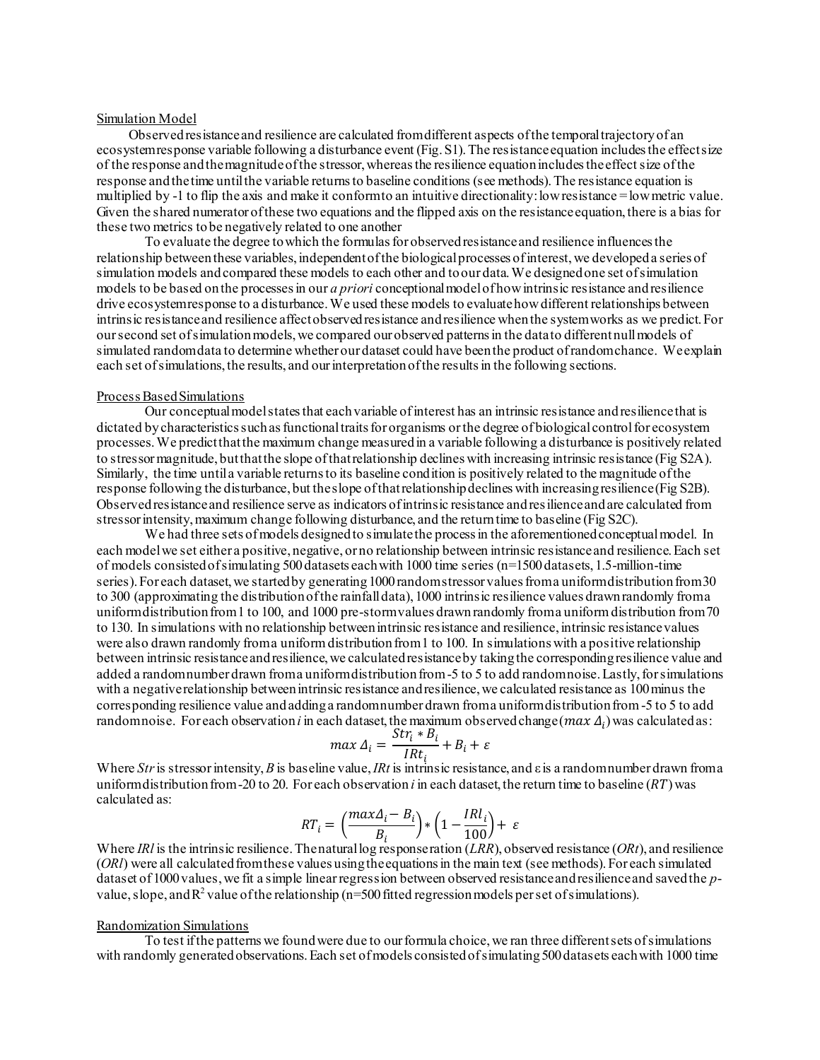## Simulation Model

Observed resistance and resilience are calculated from different aspects of the temporal trajectory of an ecosystem response variable following a disturbance event (Fig. S1). The resistance equation includes the effect size of the response and the magnitude of the stressor, whereas the resilience equation includes the effect size of the response and the time until the variable returns to baseline conditions (see methods). The resistance equation is multiplied by -1 to flip the axis and make it conform to an intuitive directionality: low resistance = low metric value. Given the shared numerator of these two equations and the flipped axis on the resistance equation, there is a bias for these two metrics to be negatively related to one another

To evaluate the degree to which the formulas for observed resistance and resilience influences the relationship between these variables, independent of the biological processes of interest, we developed a series of simulation models and compared these models to each other and to our data. We designed one set of simulation models to be based on the processes in our *a priori* conceptional model of how intrinsic resistance and resilience drive ecosystem response to a disturbance. We used these models to evaluate how different relationships between intrinsic resistance and resilience affect observed resistance and resilience when the system works as we predict. For our second set of simulation models, we compared our observed patterns in the data to different null models of simulated random data to determine whether our dataset could have been the product of random chance. We explain each set of simulations, the results, and our interpretation of the results in the following sections.

## Process Based Simulations

Our conceptual model states that each variable of interest has an intrinsic resistance and resilience that is dictated by characteristics such as functional traits for organisms or the degree of biological control for ecosystem processes. We predict that the maximum change measured in a variable following a disturbance is positively related to stressor magnitude, but that the slope of that relationship declines with increasing intrinsic resistance (Fig S2A). Similarly, the time until a variable returns to its baseline condition is positively related to the magnitude of the response following the disturbance, but the slope of that relationship declines with increasing resilience (Fig S2B). Observed resistance and resilience serve as indicators of intrinsic resistance and resilience and are calculated from stressor intensity, maximum change following disturbance, and the return time to baseline (Fig S2C).

We had three sets of models designed to simulate the process in the aforementioned conceptual model. In each model we set either a positive, negative, or no relationship between intrinsic resistance and resilience. Each set of models consisted of simulating 500 datasets each with 1000 time series (n=1500 datasets, 1.5-million-time series). For each dataset, we started by generating 1000 random stressor values from a uniform distribution from 30 to 300 (approximating the distribution of the rainfall data), 1000 intrinsic resilience values drawn randomly from a uniform distribution from 1 to 100, and 1000 pre-storm values drawn randomly from a uniform distribution from 70 to 130. In simulations with no relationship between intrinsic resistance and resilience, intrinsic resistance values were also drawn randomly from a uniform distribution from 1 to 100. In simulations with a positive relationship between intrinsic resistance and resilience, we calculated resistance by taking the corresponding resilience value and added a random number drawn from a uniform distribution from -5 to 5 to add random noise. Lastly, for simulations with a negative relationship between intrinsic resistance and resilience, we calculated resistance as 100 minus the corresponding resilience value and adding a random number drawn from a uniform distribution from -5 to 5 to add random noise. For each observation *i* in each dataset, the maximum observed change ($max\ \Delta_i$) was calculated as:

$$max\ \Delta_i = \frac{Str_i * B_i}{IRt_i} + B_i + \varepsilon$$

Where *Str* is stressor intensity, *B* is baseline value, *IRt* is intrinsic resistance, and ε is a random number drawn from a uniform distribution from -20 to 20. For each observation *i* in each dataset, the return time to baseline ($RT$) was calculated as:

$$RT_i = \left(\frac{max\Delta_i - B_i}{B_i}\right) * \left(1 - \frac{IRl_i}{100}\right) + \varepsilon$$

Where *IRl* is the intrinsic resilience. The natural log response ration (*LRR*), observed resistance (*ORt*), and resilience (*ORl*) were all calculated from these values using the equations in the main text (see methods). For each simulated dataset of 1000 values, we fit a simple linear regression between observed resistance and resilience and saved the *p*-value, slope, and $R^2$ value of the relationship (n=500 fitted regression models per set of simulations).

## Randomization Simulations

To test if the patterns we found were due to our formula choice, we ran three different sets of simulations with randomly generated observations. Each set of models consisted of simulating 500 datasets each with 1000 time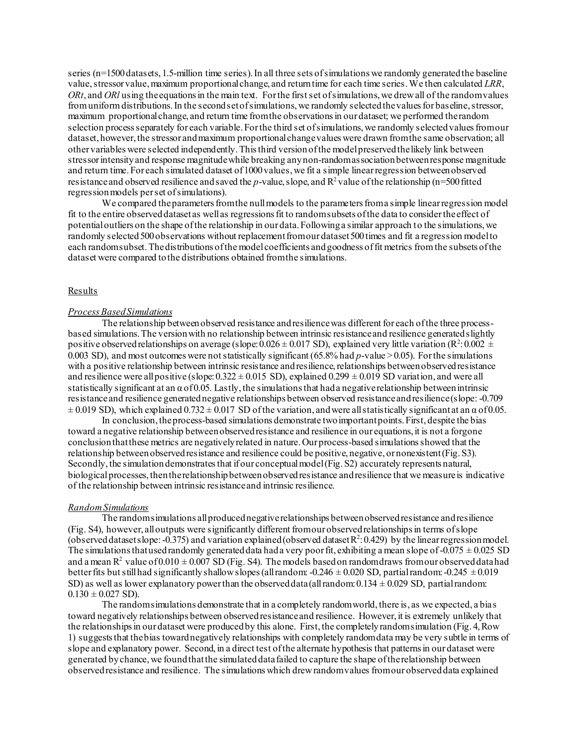series (n=1500 datasets, 1.5-million time series). In all three sets of simulations we randomly generated the baseline value, stressor value, maximum proportional change, and return time for each time series. We then calculated *LRR*, *ORt*, and *ORl* using the equations in the main text. For the first set of simulations, we drew all of the random values from uniform distributions. In the second set of simulations, we randomly selected the values for baseline, stressor, maximum proportional change, and return time from the observations in our dataset; we performed the random selection process separately for each variable. For the third set of simulations, we randomly selected values from our dataset, however, the stressor and maximum proportional change values were drawn from the same observation; all other variables were selected independently. This third version of the model preserved the likely link between stressor intensity and response magnitude while breaking any non-random association between response magnitude and return time. For each simulated dataset of 1000 values, we fit a simple linear regression between observed resistance and observed resilience and saved the *p*-value, slope, and $R^2$ value of the relationship (n=500 fitted regression models per set of simulations).

We compared the parameters from the null models to the parameters from a simple linear regression model fit to the entire observed dataset as well as regressions fit to random subsets of the data to consider the effect of potential outliers on the shape of the relationship in our data. Following a similar approach to the simulations, we randomly selected 500 observations without replacement from our dataset 500 times and fit a regression model to each random subset. The distributions of the model coefficients and goodness of fit metrics from the subsets of the dataset were compared to the distributions obtained from the simulations.

## Results

### *Process Based Simulations*

The relationship between observed resistance and resilience was different for each of the three process-based simulations. The version with no relationship between intrinsic resistance and resilience generated slightly positive observed relationships on average (slope: 0.026 ± 0.017 SD), explained very little variation ($R^2$: 0.002 ± 0.003 SD), and most outcomes were not statistically significant (65.8% had *p*-value > 0.05). For the simulations with a positive relationship between intrinsic resistance and resilience, relationships between observed resistance and resilience were all positive (slope: 0.322 ± 0.015 SD), explained 0.299 ± 0.019 SD variation, and were all statistically significant at an α of 0.05. Lastly, the simulations that had a negative relationship between intrinsic resistance and resilience generated negative relationships between observed resistance and resilience (slope: -0.709 ± 0.019 SD), which explained 0.732 ± 0.017 SD of the variation, and were all statistically significant at an α of 0.05.

In conclusion, the process-based simulations demonstrate two important points. First, despite the bias toward a negative relationship between observed resistance and resilience in our equations, it is not a forgone conclusion that these metrics are negatively related in nature. Our process-based simulations showed that the relationship between observed resistance and resilience could be positive, negative, or nonexistent (Fig. S3). Secondly, the simulation demonstrates that if our conceptual model (Fig. S2) accurately represents natural, biological processes, then the relationship between observed resistance and resilience that we measure is indicative of the relationship between intrinsic resistance and intrinsic resilience.

### *Random Simulations*

The random simulations all produced negative relationships between observed resistance and resilience (Fig. S4), however, all outputs were significantly different from our observed relationships in terms of slope (observed dataset slope: -0.375) and variation explained (observed dataset $R^2$: 0.429) by the linear regression model. The simulations that used randomly generated data had a very poor fit, exhibiting a mean slope of -0.075 ± 0.025 SD and a mean $R^2$ value of 0.010 ± 0.007 SD (Fig. S4). The models based on random draws from our observed data had better fits but still had significantly shallow slopes (all random: -0.246 ± 0.020 SD, partial random: -0.245 ± 0.019 SD) as well as lower explanatory power than the observed data (all random: 0.134 ± 0.029 SD, partial random: 0.130 ± 0.027 SD).

The random simulations demonstrate that in a completely random world, there is, as we expected, a bias toward negatively relationships between observed resistance and resilience. However, it is extremely unlikely that the relationships in our dataset were produced by this alone. First, the completely random simulation (Fig. 4, Row 1) suggests that the bias toward negatively relationships with completely random data may be very subtle in terms of slope and explanatory power. Second, in a direct test of the alternate hypothesis that patterns in our dataset were generated by chance, we found that the simulated data failed to capture the shape of the relationship between observed resistance and resilience. The simulations which drew random values from our observed data explained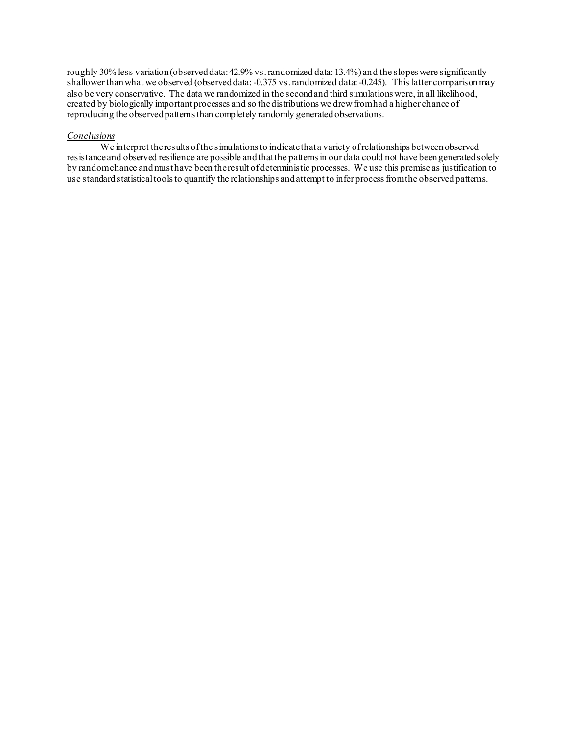roughly 30% less variation (observed data: 42.9% vs. randomized data: 13.4%) and the slopes were significantly shallower than what we observed (observed data: -0.375 vs. randomized data: -0.245). This latter comparison may also be very conservative. The data we randomized in the second and third simulations were, in all likelihood, created by biologically important processes and so the distributions we drew from had a higher chance of reproducing the observed patterns than completely randomly generated observations.

*Conclusions*

We interpret the results of the simulations to indicate that a variety of relationships between observed resistance and observed resilience are possible and that the patterns in our data could not have been generated solely by random chance and must have been the result of deterministic processes. We use this premise as justification to use standard statistical tools to quantify the relationships and attempt to infer process from the observed patterns.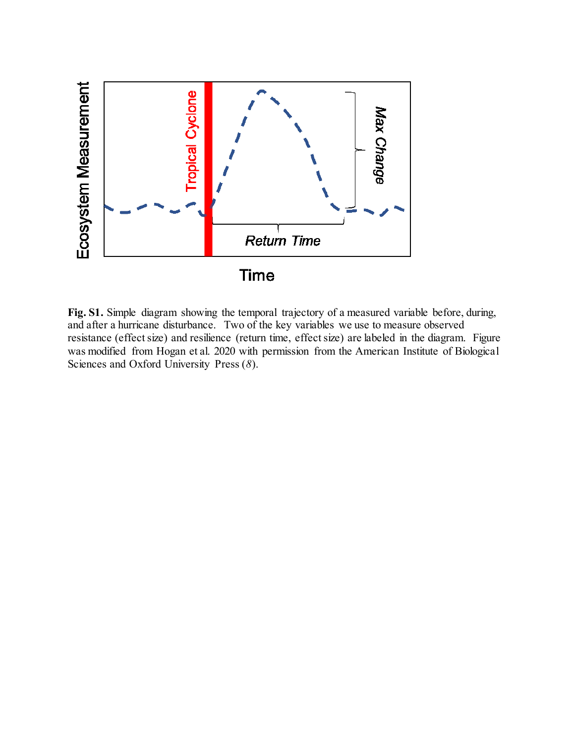**Fig. S1.** Simple diagram showing the temporal trajectory of a measured variable before, during, and after a hurricane disturbance. Two of the key variables we use to measure observed resistance (effect size) and resilience (return time, effect size) are labeled in the diagram. Figure was modified from Hogan et al. 2020 with permission from the American Institute of Biological Sciences and Oxford University Press (*8*).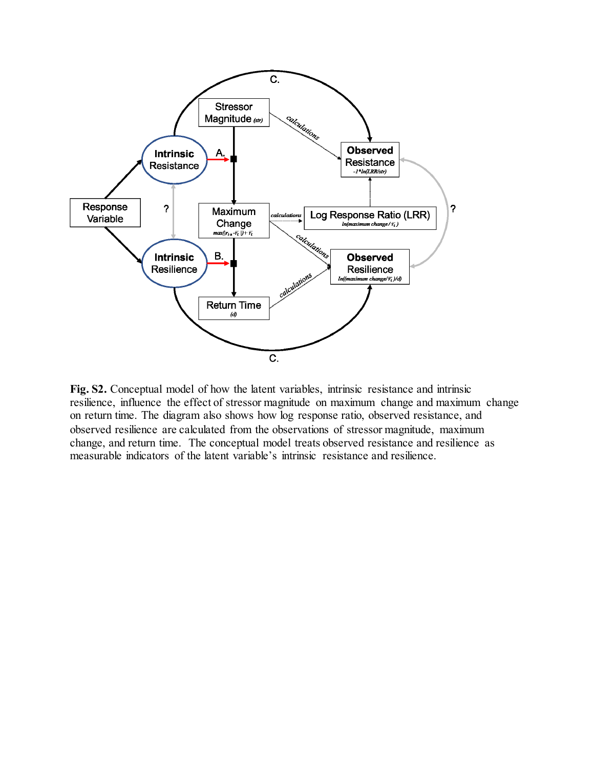**Fig. S2.** Conceptual model of how the latent variables, intrinsic resistance and intrinsic resilience, influence the effect of stressor magnitude on maximum change and maximum change on return time. The diagram also shows how log response ratio, observed resistance, and observed resilience are calculated from the observations of stressor magnitude, maximum change, and return time. The conceptual model treats observed resistance and resilience as measurable indicators of the latent variable's intrinsic resistance and resilience.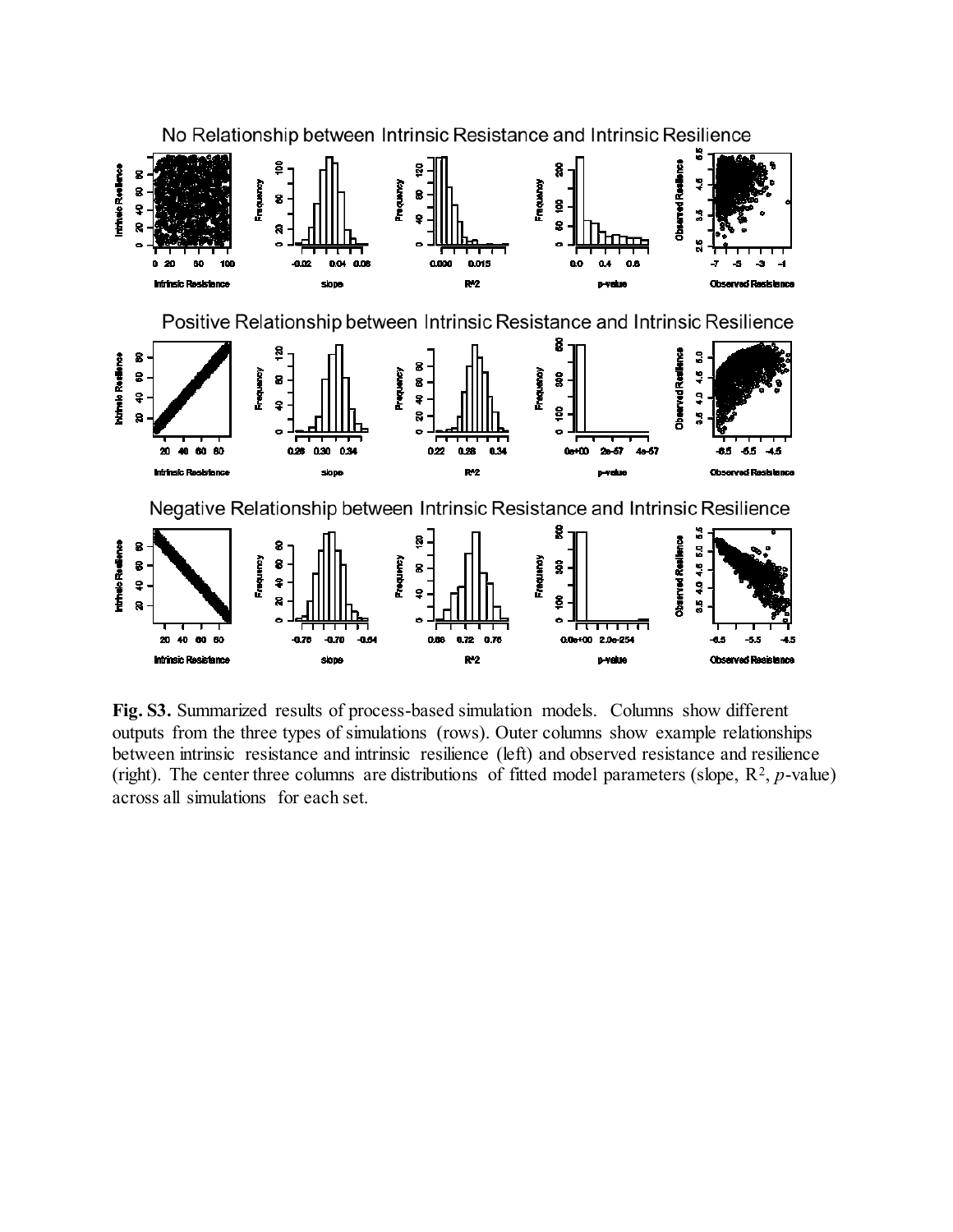**Fig. S3.** Summarized results of process-based simulation models. Columns show different outputs from the three types of simulations (rows). Outer columns show example relationships between intrinsic resistance and intrinsic resilience (left) and observed resistance and resilience (right). The center three columns are distributions of fitted model parameters (slope, $R^2$, $p$-value) across all simulations for each set.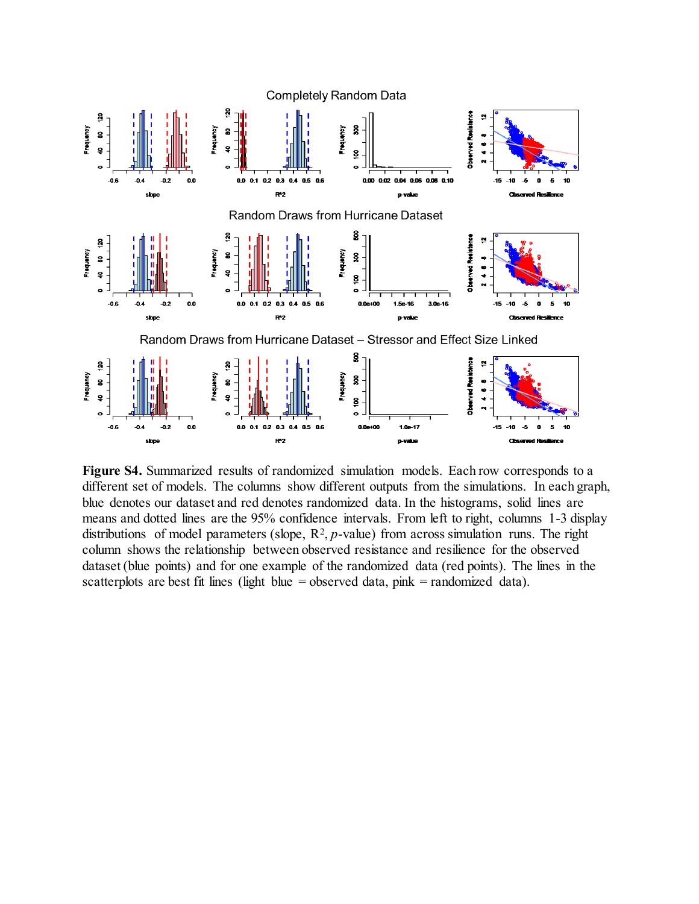**Figure S4.** Summarized results of randomized simulation models. Each row corresponds to a different set of models. The columns show different outputs from the simulations. In each graph, blue denotes our dataset and red denotes randomized data. In the histograms, solid lines are means and dotted lines are the 95% confidence intervals. From left to right, columns 1-3 display distributions of model parameters (slope, $R^2$, *p*-value) from across simulation runs. The right column shows the relationship between observed resistance and resilience for the observed dataset (blue points) and for one example of the randomized data (red points). The lines in the scatterplots are best fit lines (light blue = observed data, pink = randomized data).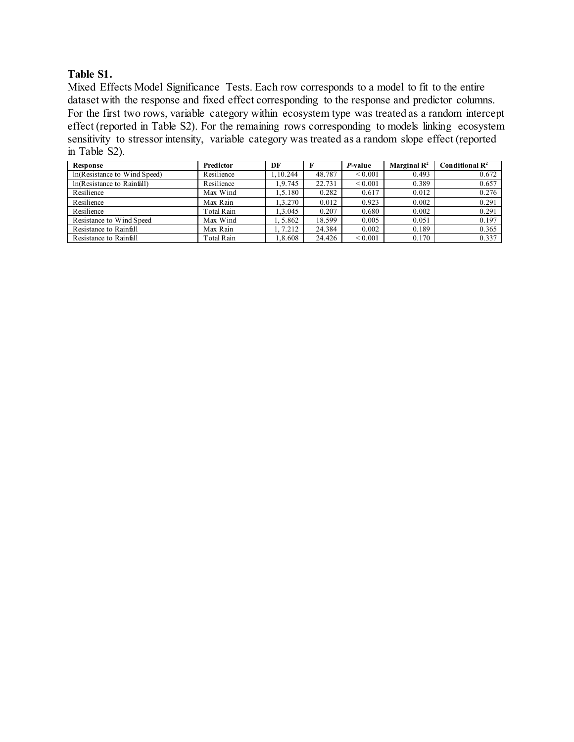**Table S1.**

Mixed Effects Model Significance Tests. Each row corresponds to a model to fit to the entire dataset with the response and fixed effect corresponding to the response and predictor columns. For the first two rows, variable category within ecosystem type was treated as a random intercept effect (reported in Table S2). For the remaining rows corresponding to models linking ecosystem sensitivity to stressor intensity, variable category was treated as a random slope effect (reported in Table S2).

| Response | Predictor | DF | F | *P*-value | Marginal $R^2$ | Conditional $R^2$ |
|---|---|---|---|---|---|---|
| ln(Resistance to Wind Speed) | Resilience | 1,10.244 | 48.787 | < 0.001 | 0.493 | 0.672 |
| ln(Resistance to Rainfall) | Resilience | 1,9.745 | 22.731 | < 0.001 | 0.389 | 0.657 |
| Resilience | Max Wind | 1,5.180 | 0.282 | 0.617 | 0.012 | 0.276 |
| Resilience | Max Rain | 1,3.270 | 0.012 | 0.923 | 0.002 | 0.291 |
| Resilience | Total Rain | 1,3.045 | 0.207 | 0.680 | 0.002 | 0.291 |
| Resistance to Wind Speed | Max Wind | 1, 5.862 | 18.599 | 0.005 | 0.051 | 0.197 |
| Resistance to Rainfall | Max Rain | 1, 7.212 | 24.384 | 0.002 | 0.189 | 0.365 |
| Resistance to Rainfall | Total Rain | 1,8.608 | 24.426 | < 0.001 | 0.170 | 0.337 |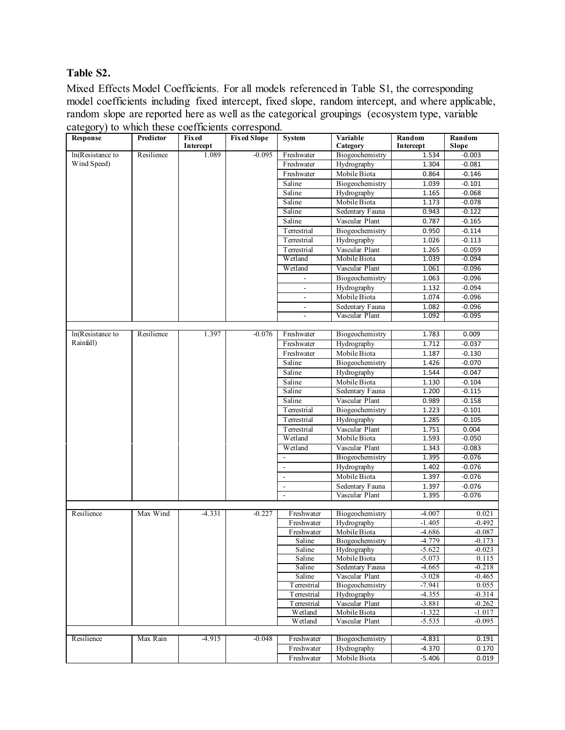**Table S2.**

Mixed Effects Model Coefficients. For all models referenced in Table S1, the corresponding model coefficients including fixed intercept, fixed slope, random intercept, and where applicable, random slope are reported here as well as the categorical groupings (ecosystem type, variable category) to which these coefficients correspond.

| Response | Predictor | Fixed Intercept | Fixed Slope | System | Variable Category | Random Intercept | Random Slope |
|---|---|---|---|---|---|---|---|
| ln(Resistance to Wind Speed) | Resilience | 1.089 | -0.095 | Freshwater | Biogeochemistry | 1.534 | -0.003 |
| | | | | Freshwater | Hydrography | 1.304 | -0.081 |
| | | | | Freshwater | Mobile Biota | 0.864 | -0.146 |
| | | | | Saline | Biogeochemistry | 1.039 | -0.101 |
| | | | | Saline | Hydrography | 1.165 | -0.068 |
| | | | | Saline | Mobile Biota | 1.173 | -0.078 |
| | | | | Saline | Sedentary Fauna | 0.943 | -0.122 |
| | | | | Saline | Vascular Plant | 0.787 | -0.165 |
| | | | | Terrestrial | Biogeochemistry | 0.950 | -0.114 |
| | | | | Terrestrial | Hydrography | 1.026 | -0.113 |
| | | | | Terrestrial | Vascular Plant | 1.265 | -0.059 |
| | | | | Wetland | Mobile Biota | 1.039 | -0.094 |
| | | | | Wetland | Vascular Plant | 1.061 | -0.096 |
| | | | | - | Biogeochemistry | 1.063 | -0.096 |
| | | | | - | Hydrography | 1.132 | -0.094 |
| | | | | - | Mobile Biota | 1.074 | -0.096 |
| | | | | - | Sedentary Fauna | 1.082 | -0.096 |
| | | | | - | Vascular Plant | 1.092 | -0.095 |
| | | | | | | | |
| ln(Resistance to Rainfall) | Resilience | 1.397 | -0.076 | Freshwater | Biogeochemistry | 1.783 | 0.009 |
| | | | | Freshwater | Hydrography | 1.712 | -0.037 |
| | | | | Freshwater | Mobile Biota | 1.187 | -0.130 |
| | | | | Saline | Biogeochemistry | 1.426 | -0.070 |
| | | | | Saline | Hydrography | 1.544 | -0.047 |
| | | | | Saline | Mobile Biota | 1.130 | -0.104 |
| | | | | Saline | Sedentary Fauna | 1.200 | -0.115 |
| | | | | Saline | Vascular Plant | 0.989 | -0.158 |
| | | | | Terrestrial | Biogeochemistry | 1.223 | -0.101 |
| | | | | Terrestrial | Hydrography | 1.285 | -0.105 |
| | | | | Terrestrial | Vascular Plant | 1.751 | 0.004 |
| | | | | Wetland | Mobile Biota | 1.593 | -0.050 |
| | | | | Wetland | Vascular Plant | 1.343 | -0.083 |
| | | | | - | Biogeochemistry | 1.395 | -0.076 |
| | | | | - | Hydrography | 1.402 | -0.076 |
| | | | | - | Mobile Biota | 1.397 | -0.076 |
| | | | | - | Sedentary Fauna | 1.397 | -0.076 |
| | | | | - | Vascular Plant | 1.395 | -0.076 |
| | | | | | | | |
| Resilience | Max Wind | -4.331 | -0.227 | Freshwater | Biogeochemistry | -4.007 | 0.021 |
| | | | | Freshwater | Hydrography | -1.405 | -0.492 |
| | | | | Freshwater | Mobile Biota | -4.686 | -0.087 |
| | | | | Saline | Biogeochemistry | -4.779 | -0.173 |
| | | | | Saline | Hydrography | -5.622 | -0.023 |
| | | | | Saline | Mobile Biota | -5.073 | 0.115 |
| | | | | Saline | Sedentary Fauna | -4.665 | -0.218 |
| | | | | Saline | Vascular Plant | -3.028 | -0.465 |
| | | | | Terrestrial | Biogeochemistry | -7.941 | 0.055 |
| | | | | Terrestrial | Hydrography | -4.355 | -0.314 |
| | | | | Terrestrial | Vascular Plant | -3.881 | -0.262 |
| | | | | Wetland | Mobile Biota | -1.322 | -1.017 |
| | | | | Wetland | Vascular Plant | -5.535 | -0.095 |
| | | | | | | | |
| Resilience | Max Rain | -4.915 | -0.048 | Freshwater | Biogeochemistry | -4.831 | 0.191 |
| | | | | Freshwater | Hydrography | -4.370 | 0.170 |
| | | | | Freshwater | Mobile Biota | -5.406 | 0.019 |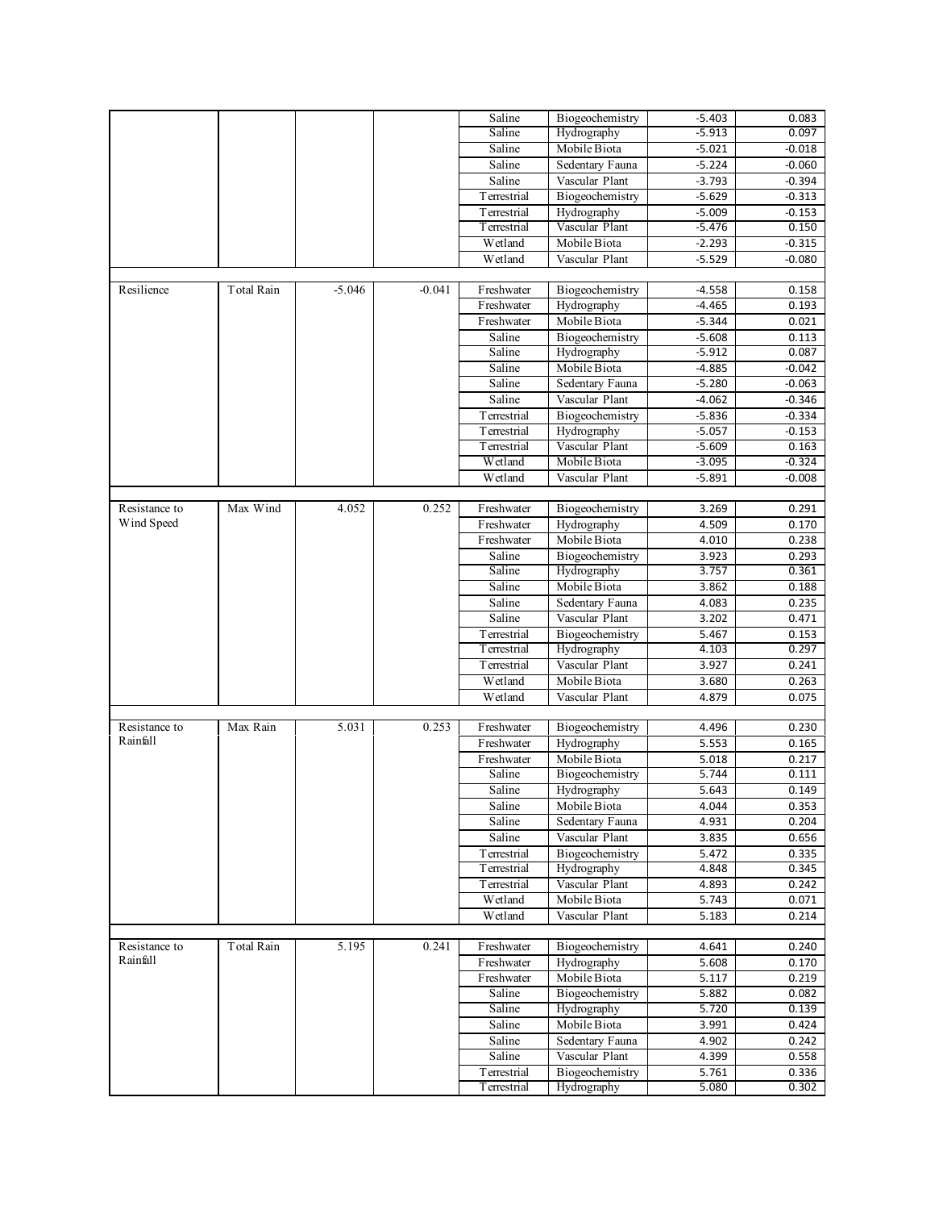| | | | | | | | |
|---|---|---|---|---|---|---|---|
| | | | | Saline | Biogeochemistry | -5.403 | 0.083 |
| | | | | Saline | Hydrography | -5.913 | 0.097 |
| | | | | Saline | Mobile Biota | -5.021 | -0.018 |
| | | | | Saline | Sedentary Fauna | -5.224 | -0.060 |
| | | | | Saline | Vascular Plant | -3.793 | -0.394 |
| | | | | Terrestrial | Biogeochemistry | -5.629 | -0.313 |
| | | | | Terrestrial | Hydrography | -5.009 | -0.153 |
| | | | | Terrestrial | Vascular Plant | -5.476 | 0.150 |
| | | | | Wetland | Mobile Biota | -2.293 | -0.315 |
| | | | | Wetland | Vascular Plant | -5.529 | -0.080 |
| | | | | | | | |
| Resilience | Total Rain | -5.046 | -0.041 | Freshwater | Biogeochemistry | -4.558 | 0.158 |
| | | | | Freshwater | Hydrography | -4.465 | 0.193 |
| | | | | Freshwater | Mobile Biota | -5.344 | 0.021 |
| | | | | Saline | Biogeochemistry | -5.608 | 0.113 |
| | | | | Saline | Hydrography | -5.912 | 0.087 |
| | | | | Saline | Mobile Biota | -4.885 | -0.042 |
| | | | | Saline | Sedentary Fauna | -5.280 | -0.063 |
| | | | | Saline | Vascular Plant | -4.062 | -0.346 |
| | | | | Terrestrial | Biogeochemistry | -5.836 | -0.334 |
| | | | | Terrestrial | Hydrography | -5.057 | -0.153 |
| | | | | Terrestrial | Vascular Plant | -5.609 | 0.163 |
| | | | | Wetland | Mobile Biota | -3.095 | -0.324 |
| | | | | Wetland | Vascular Plant | -5.891 | -0.008 |
| | | | | | | | |
| Resistance to Wind Speed | Max Wind | 4.052 | 0.252 | Freshwater | Biogeochemistry | 3.269 | 0.291 |
| | | | | Freshwater | Hydrography | 4.509 | 0.170 |
| | | | | Freshwater | Mobile Biota | 4.010 | 0.238 |
| | | | | Saline | Biogeochemistry | 3.923 | 0.293 |
| | | | | Saline | Hydrography | 3.757 | 0.361 |
| | | | | Saline | Mobile Biota | 3.862 | 0.188 |
| | | | | Saline | Sedentary Fauna | 4.083 | 0.235 |
| | | | | Saline | Vascular Plant | 3.202 | 0.471 |
| | | | | Terrestrial | Biogeochemistry | 5.467 | 0.153 |
| | | | | Terrestrial | Hydrography | 4.103 | 0.297 |
| | | | | Terrestrial | Vascular Plant | 3.927 | 0.241 |
| | | | | Wetland | Mobile Biota | 3.680 | 0.263 |
| | | | | Wetland | Vascular Plant | 4.879 | 0.075 |
| | | | | | | | |
| Resistance to Rainfall | Max Rain | 5.031 | 0.253 | Freshwater | Biogeochemistry | 4.496 | 0.230 |
| | | | | Freshwater | Hydrography | 5.553 | 0.165 |
| | | | | Freshwater | Mobile Biota | 5.018 | 0.217 |
| | | | | Saline | Biogeochemistry | 5.744 | 0.111 |
| | | | | Saline | Hydrography | 5.643 | 0.149 |
| | | | | Saline | Mobile Biota | 4.044 | 0.353 |
| | | | | Saline | Sedentary Fauna | 4.931 | 0.204 |
| | | | | Saline | Vascular Plant | 3.835 | 0.656 |
| | | | | Terrestrial | Biogeochemistry | 5.472 | 0.335 |
| | | | | Terrestrial | Hydrography | 4.848 | 0.345 |
| | | | | Terrestrial | Vascular Plant | 4.893 | 0.242 |
| | | | | Wetland | Mobile Biota | 5.743 | 0.071 |
| | | | | Wetland | Vascular Plant | 5.183 | 0.214 |
| | | | | | | | |
| Resistance to Rainfall | Total Rain | 5.195 | 0.241 | Freshwater | Biogeochemistry | 4.641 | 0.240 |
| | | | | Freshwater | Hydrography | 5.608 | 0.170 |
| | | | | Freshwater | Mobile Biota | 5.117 | 0.219 |
| | | | | Saline | Biogeochemistry | 5.882 | 0.082 |
| | | | | Saline | Hydrography | 5.720 | 0.139 |
| | | | | Saline | Mobile Biota | 3.991 | 0.424 |
| | | | | Saline | Sedentary Fauna | 4.902 | 0.242 |
| | | | | Saline | Vascular Plant | 4.399 | 0.558 |
| | | | | Terrestrial | Biogeochemistry | 5.761 | 0.336 |
| | | | | Terrestrial | Hydrography | 5.080 | 0.302 |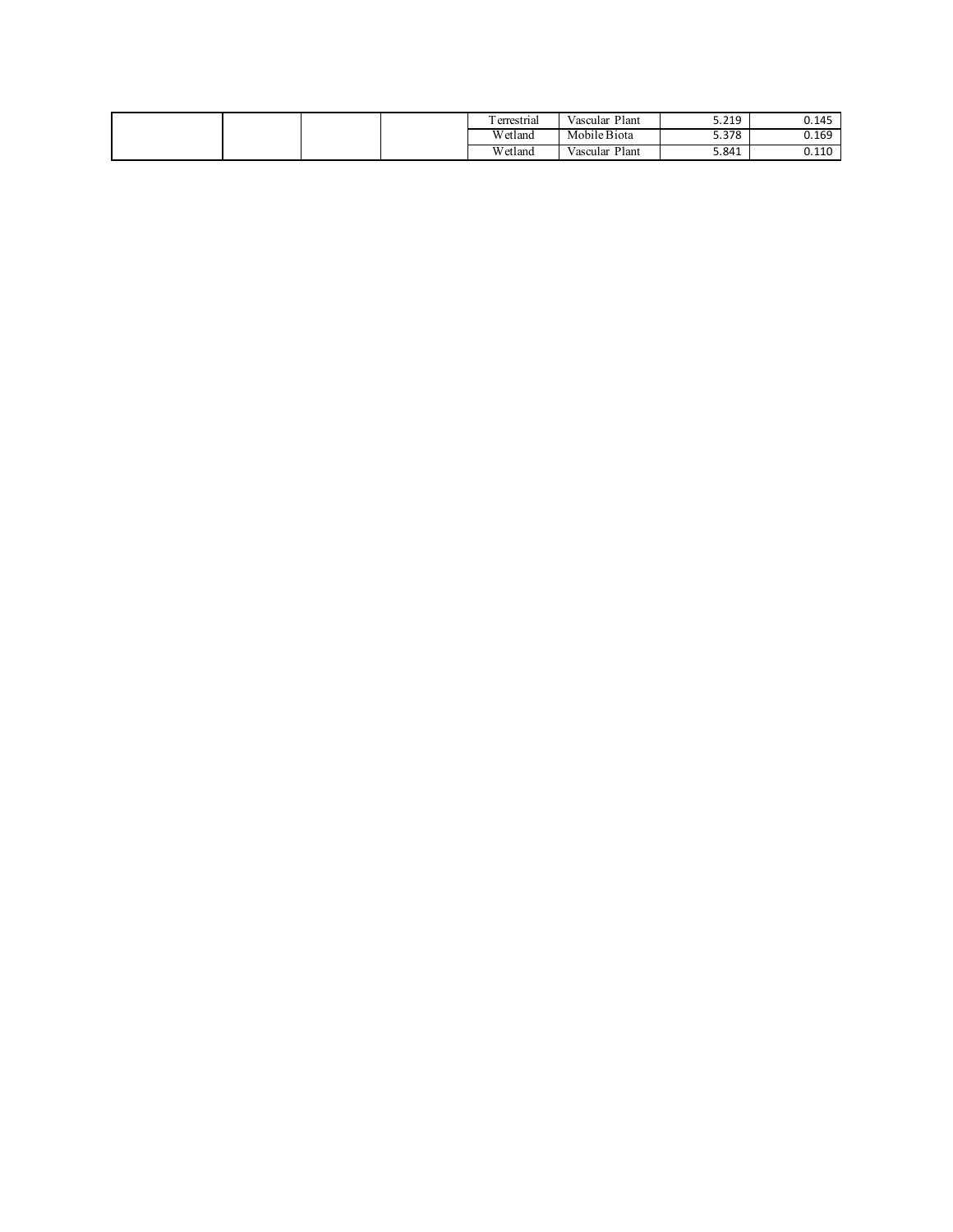| | | | | | | | |
|---|---|---|---|---|---|---|---|
| | | | | Terrestrial | Vascular Plant | 5.219 | 0.145 |
| | | | | Wetland | Mobile Biota | 5.378 | 0.169 |
| | | | | Wetland | Vascular Plant | 5.841 | 0.110 |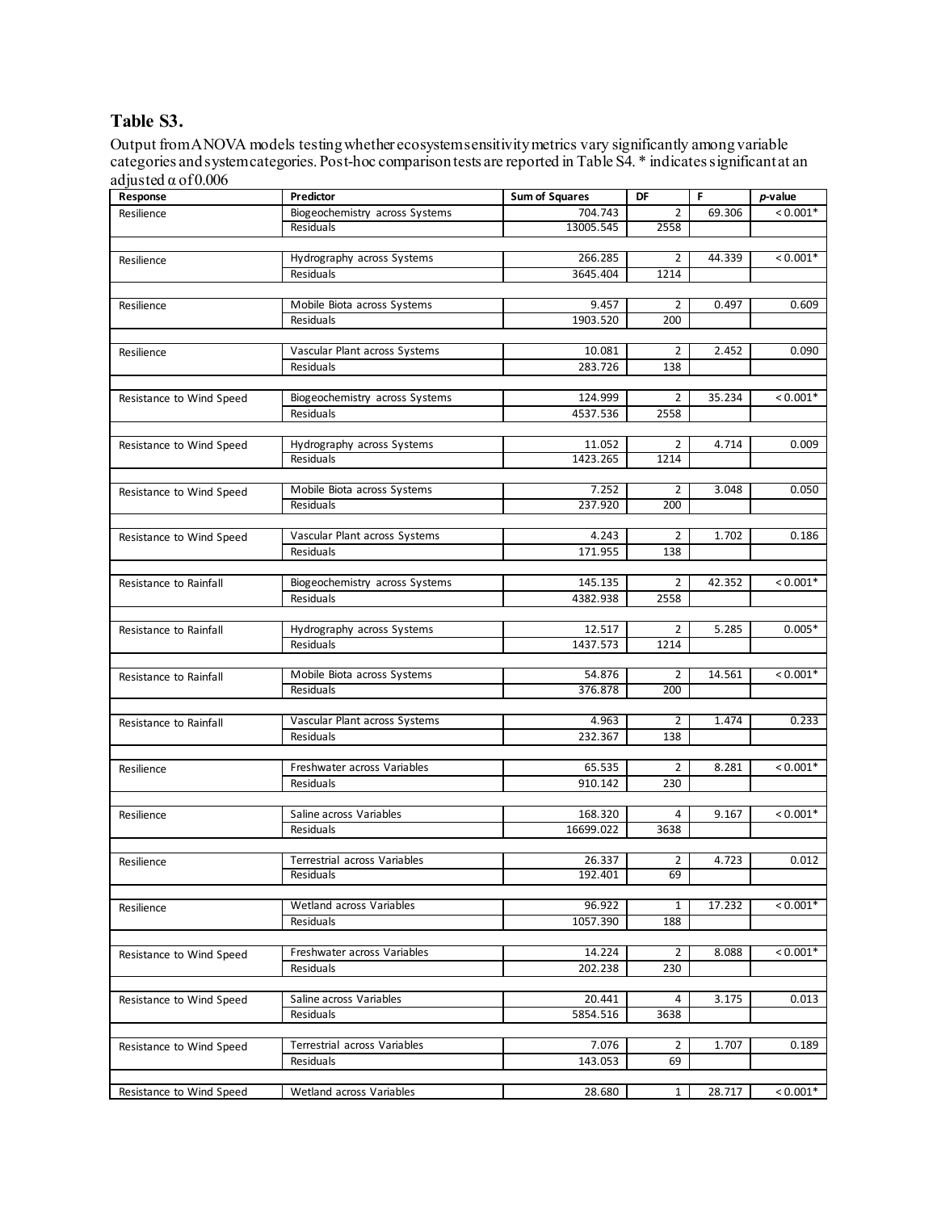**Table S3.**

Output from ANOVA models testing whether ecosystem sensitivity metrics vary significantly among variable categories and system categories. Post-hoc comparison tests are reported in Table S4. * indicates significant at an adjusted α of 0.006

| Response | Predictor | Sum of Squares | DF | F | *p*-value |
|---|---|---|---|---|---|
| Resilience | Biogeochemistry across Systems | 704.743 | 2 | 69.306 | < 0.001* |
| | Residuals | 13005.545 | 2558 | | |
| Resilience | Hydrography across Systems | 266.285 | 2 | 44.339 | < 0.001* |
| | Residuals | 3645.404 | 1214 | | |
| Resilience | Mobile Biota across Systems | 9.457 | 2 | 0.497 | 0.609 |
| | Residuals | 1903.520 | 200 | | |
| Resilience | Vascular Plant across Systems | 10.081 | 2 | 2.452 | 0.090 |
| | Residuals | 283.726 | 138 | | |
| Resistance to Wind Speed | Biogeochemistry across Systems | 124.999 | 2 | 35.234 | < 0.001* |
| | Residuals | 4537.536 | 2558 | | |
| Resistance to Wind Speed | Hydrography across Systems | 11.052 | 2 | 4.714 | 0.009 |
| | Residuals | 1423.265 | 1214 | | |
| Resistance to Wind Speed | Mobile Biota across Systems | 7.252 | 2 | 3.048 | 0.050 |
| | Residuals | 237.920 | 200 | | |
| Resistance to Wind Speed | Vascular Plant across Systems | 4.243 | 2 | 1.702 | 0.186 |
| | Residuals | 171.955 | 138 | | |
| Resistance to Rainfall | Biogeochemistry across Systems | 145.135 | 2 | 42.352 | < 0.001* |
| | Residuals | 4382.938 | 2558 | | |
| Resistance to Rainfall | Hydrography across Systems | 12.517 | 2 | 5.285 | 0.005* |
| | Residuals | 1437.573 | 1214 | | |
| Resistance to Rainfall | Mobile Biota across Systems | 54.876 | 2 | 14.561 | < 0.001* |
| | Residuals | 376.878 | 200 | | |
| Resistance to Rainfall | Vascular Plant across Systems | 4.963 | 2 | 1.474 | 0.233 |
| | Residuals | 232.367 | 138 | | |
| Resilience | Freshwater across Variables | 65.535 | 2 | 8.281 | < 0.001* |
| | Residuals | 910.142 | 230 | | |
| Resilience | Saline across Variables | 168.320 | 4 | 9.167 | < 0.001* |
| | Residuals | 16699.022 | 3638 | | |
| Resilience | Terrestrial across Variables | 26.337 | 2 | 4.723 | 0.012 |
| | Residuals | 192.401 | 69 | | |
| Resilience | Wetland across Variables | 96.922 | 1 | 17.232 | < 0.001* |
| | Residuals | 1057.390 | 188 | | |
| Resistance to Wind Speed | Freshwater across Variables | 14.224 | 2 | 8.088 | < 0.001* |
| | Residuals | 202.238 | 230 | | |
| Resistance to Wind Speed | Saline across Variables | 20.441 | 4 | 3.175 | 0.013 |
| | Residuals | 5854.516 | 3638 | | |
| Resistance to Wind Speed | Terrestrial across Variables | 7.076 | 2 | 1.707 | 0.189 |
| | Residuals | 143.053 | 69 | | |
| Resistance to Wind Speed | Wetland across Variables | 28.680 | 1 | 28.717 | < 0.001* |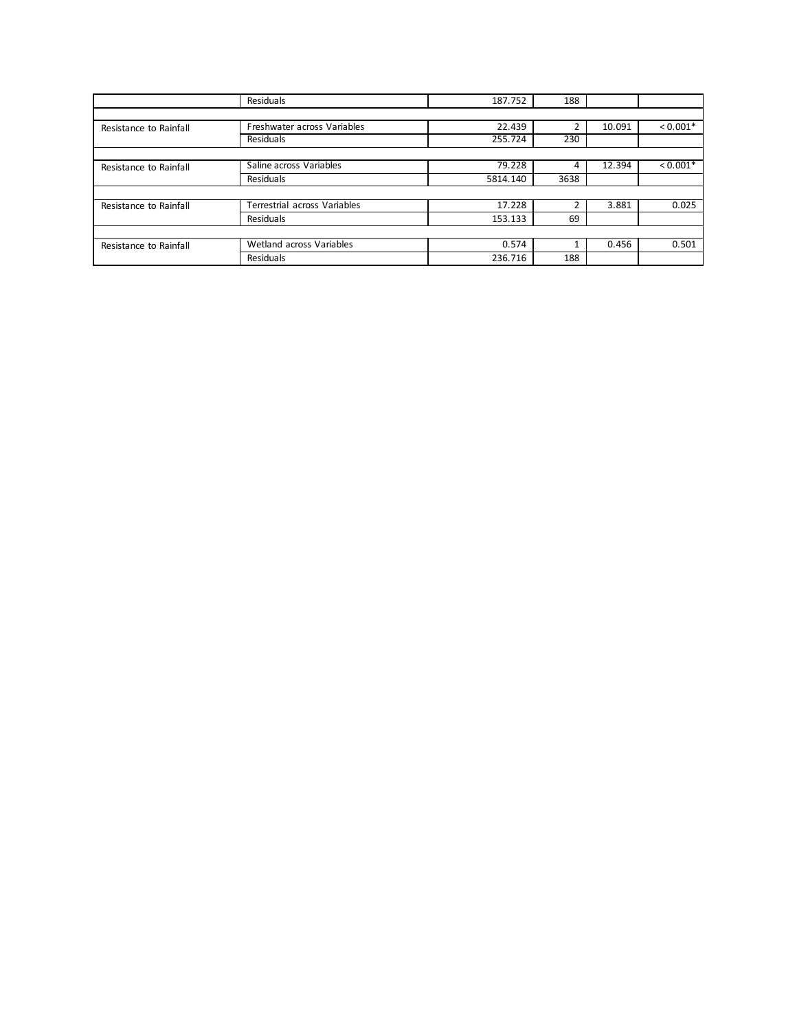| | | | | | |
|---|---|---|---|---|---|
| | Residuals | 187.752 | 188 | | |
| | | | | | |
| Resistance to Rainfall | Freshwater across Variables | 22.439 | 2 | 10.091 | < 0.001* |
| | Residuals | 255.724 | 230 | | |
| | | | | | |
| Resistance to Rainfall | Saline across Variables | 79.228 | 4 | 12.394 | < 0.001* |
| | Residuals | 5814.140 | 3638 | | |
| | | | | | |
| Resistance to Rainfall | Terrestrial across Variables | 17.228 | 2 | 3.881 | 0.025 |
| | Residuals | 153.133 | 69 | | |
| | | | | | |
| Resistance to Rainfall | Wetland across Variables | 0.574 | 1 | 0.456 | 0.501 |
| | Residuals | 236.716 | 188 | | |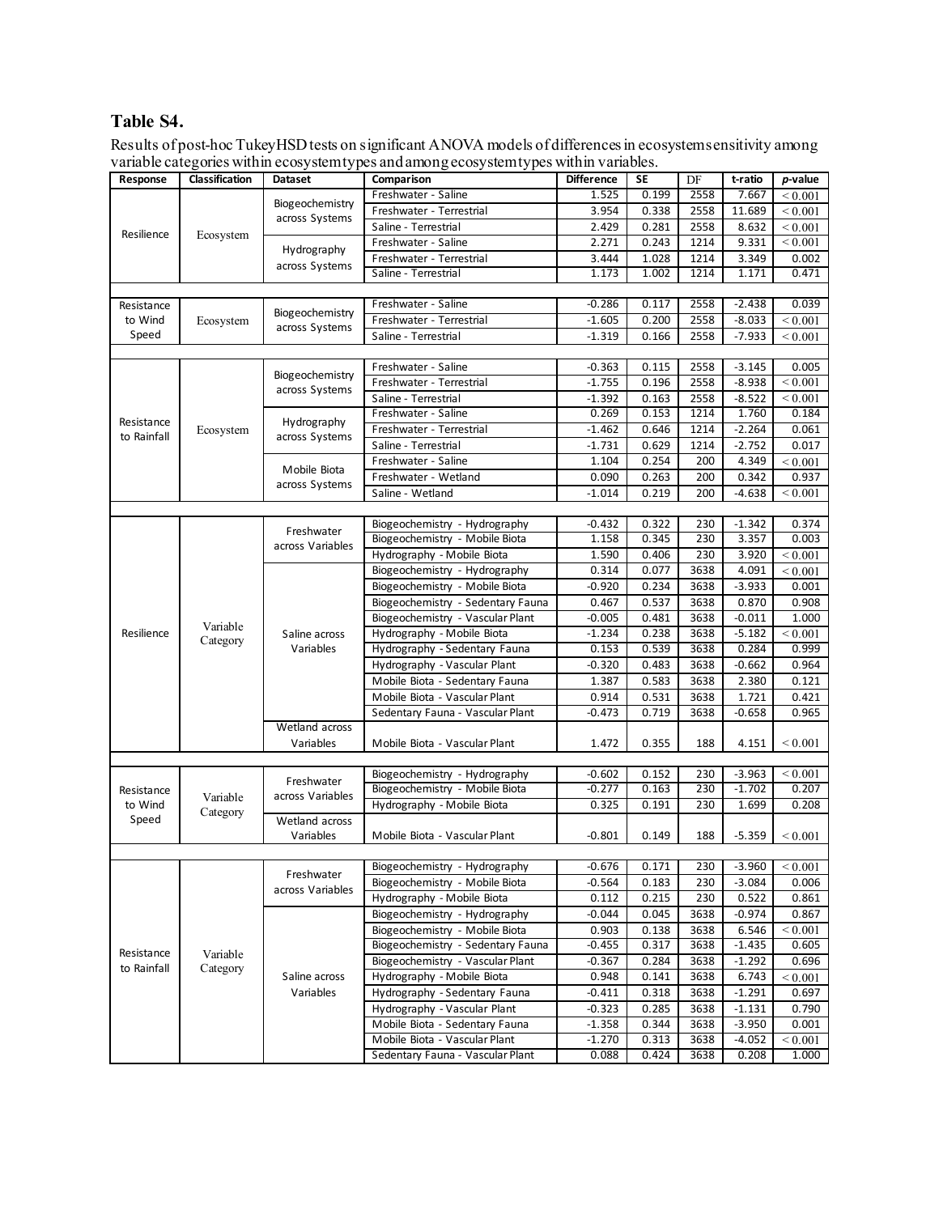**Table S4.**

Results of post-hoc TukeyHSD tests on significant ANOVA models of differences in ecosystem sensitivity among variable categories within ecosystem types and among ecosystem types within variables.

| Response | Classification | Dataset | Comparison | Difference | SE | DF | t-ratio | *p*-value |
|---|---|---|---|---|---|---|---|---|
| Resilience | Ecosystem | Biogeochemistry across Systems | Freshwater - Saline | 1.525 | 0.199 | 2558 | 7.667 | < 0.001 |
| | | | Freshwater - Terrestrial | 3.954 | 0.338 | 2558 | 11.689 | < 0.001 |
| | | | Saline - Terrestrial | 2.429 | 0.281 | 2558 | 8.632 | < 0.001 |
| | | Hydrography across Systems | Freshwater - Saline | 2.271 | 0.243 | 1214 | 9.331 | < 0.001 |
| | | | Freshwater - Terrestrial | 3.444 | 1.028 | 1214 | 3.349 | 0.002 |
| | | | Saline - Terrestrial | 1.173 | 1.002 | 1214 | 1.171 | 0.471 |
| Resistance to Wind Speed | Ecosystem | Biogeochemistry across Systems | Freshwater - Saline | -0.286 | 0.117 | 2558 | -2.438 | 0.039 |
| | | | Freshwater - Terrestrial | -1.605 | 0.200 | 2558 | -8.033 | < 0.001 |
| | | | Saline - Terrestrial | -1.319 | 0.166 | 2558 | -7.933 | < 0.001 |
| Resistance to Rainfall | Ecosystem | Biogeochemistry across Systems | Freshwater - Saline | -0.363 | 0.115 | 2558 | -3.145 | 0.005 |
| | | | Freshwater - Terrestrial | -1.755 | 0.196 | 2558 | -8.938 | < 0.001 |
| | | | Saline - Terrestrial | -1.392 | 0.163 | 2558 | -8.522 | < 0.001 |
| | | Hydrography across Systems | Freshwater - Saline | 0.269 | 0.153 | 1214 | 1.760 | 0.184 |
| | | | Freshwater - Terrestrial | -1.462 | 0.646 | 1214 | -2.264 | 0.061 |
| | | | Saline - Terrestrial | -1.731 | 0.629 | 1214 | -2.752 | 0.017 |
| | | Mobile Biota across Systems | Freshwater - Saline | 1.104 | 0.254 | 200 | 4.349 | < 0.001 |
| | | | Freshwater - Wetland | 0.090 | 0.263 | 200 | 0.342 | 0.937 |
| | | | Saline - Wetland | -1.014 | 0.219 | 200 | -4.638 | < 0.001 |
| Resilience | Variable Category | Freshwater across Variables | Biogeochemistry - Hydrography | -0.432 | 0.322 | 230 | -1.342 | 0.374 |
| | | | Biogeochemistry - Mobile Biota | 1.158 | 0.345 | 230 | 3.357 | 0.003 |
| | | | Hydrography - Mobile Biota | 1.590 | 0.406 | 230 | 3.920 | < 0.001 |
| | | Saline across Variables | Biogeochemistry - Hydrography | 0.314 | 0.077 | 3638 | 4.091 | < 0.001 |
| | | | Biogeochemistry - Mobile Biota | -0.920 | 0.234 | 3638 | -3.933 | 0.001 |
| | | | Biogeochemistry - Sedentary Fauna | 0.467 | 0.537 | 3638 | 0.870 | 0.908 |
| | | | Biogeochemistry - Vascular Plant | -0.005 | 0.481 | 3638 | -0.011 | 1.000 |
| | | | Hydrography - Mobile Biota | -1.234 | 0.238 | 3638 | -5.182 | < 0.001 |
| | | | Hydrography - Sedentary Fauna | 0.153 | 0.539 | 3638 | 0.284 | 0.999 |
| | | | Hydrography - Vascular Plant | -0.320 | 0.483 | 3638 | -0.662 | 0.964 |
| | | | Mobile Biota - Sedentary Fauna | 1.387 | 0.583 | 3638 | 2.380 | 0.121 |
| | | | Mobile Biota - Vascular Plant | 0.914 | 0.531 | 3638 | 1.721 | 0.421 |
| | | | Sedentary Fauna - Vascular Plant | -0.473 | 0.719 | 3638 | -0.658 | 0.965 |
| | | Wetland across Variables | Mobile Biota - Vascular Plant | 1.472 | 0.355 | 188 | 4.151 | < 0.001 |
| Resistance to Wind Speed | Variable Category | Freshwater across Variables | Biogeochemistry - Hydrography | -0.602 | 0.152 | 230 | -3.963 | < 0.001 |
| | | | Biogeochemistry - Mobile Biota | -0.277 | 0.163 | 230 | -1.702 | 0.207 |
| | | | Hydrography - Mobile Biota | 0.325 | 0.191 | 230 | 1.699 | 0.208 |
| | | Wetland across Variables | Mobile Biota - Vascular Plant | -0.801 | 0.149 | 188 | -5.359 | < 0.001 |
| Resistance to Rainfall | Variable Category | Freshwater across Variables | Biogeochemistry - Hydrography | -0.676 | 0.171 | 230 | -3.960 | < 0.001 |
| | | | Biogeochemistry - Mobile Biota | -0.564 | 0.183 | 230 | -3.084 | 0.006 |
| | | | Hydrography - Mobile Biota | 0.112 | 0.215 | 230 | 0.522 | 0.861 |
| | | Saline across Variables | Biogeochemistry - Hydrography | -0.044 | 0.045 | 3638 | -0.974 | 0.867 |
| | | | Biogeochemistry - Mobile Biota | 0.903 | 0.138 | 3638 | 6.546 | < 0.001 |
| | | | Biogeochemistry - Sedentary Fauna | -0.455 | 0.317 | 3638 | -1.435 | 0.605 |
| | | | Biogeochemistry - Vascular Plant | -0.367 | 0.284 | 3638 | -1.292 | 0.696 |
| | | | Hydrography - Mobile Biota | 0.948 | 0.141 | 3638 | 6.743 | < 0.001 |
| | | | Hydrography - Sedentary Fauna | -0.411 | 0.318 | 3638 | -1.291 | 0.697 |
| | | | Hydrography - Vascular Plant | -0.323 | 0.285 | 3638 | -1.131 | 0.790 |
| | | | Mobile Biota - Sedentary Fauna | -1.358 | 0.344 | 3638 | -3.950 | 0.001 |
| | | | Mobile Biota - Vascular Plant | -1.270 | 0.313 | 3638 | -4.052 | < 0.001 |
| | | | Sedentary Fauna - Vascular Plant | 0.088 | 0.424 | 3638 | 0.208 | 1.000 |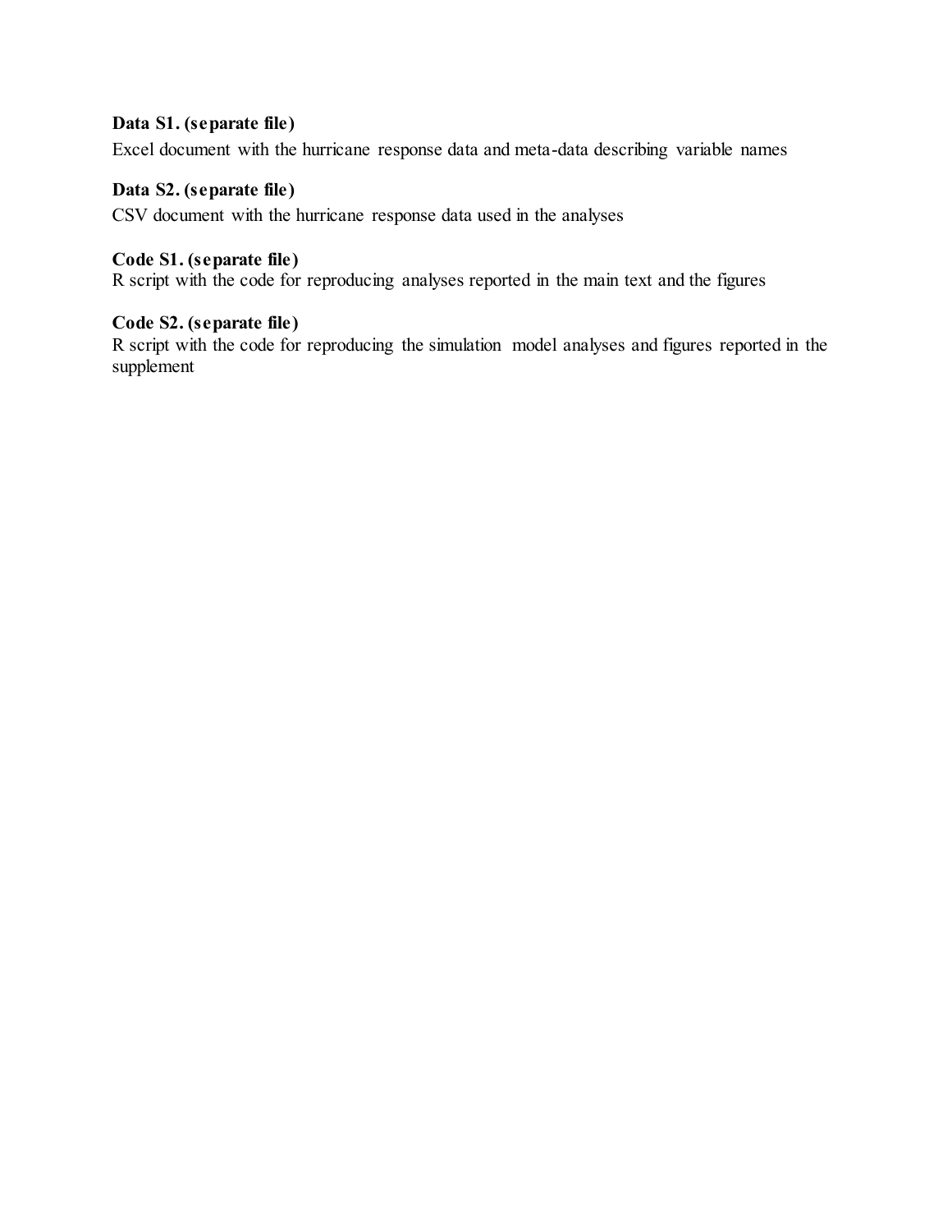**Data S1. (separate file)**
Excel document with the hurricane response data and meta-data describing variable names

**Data S2. (separate file)**
CSV document with the hurricane response data used in the analyses

**Code S1. (separate file)**
R script with the code for reproducing analyses reported in the main text and the figures

**Code S2. (separate file)**
R script with the code for reproducing the simulation model analyses and figures reported in the supplement